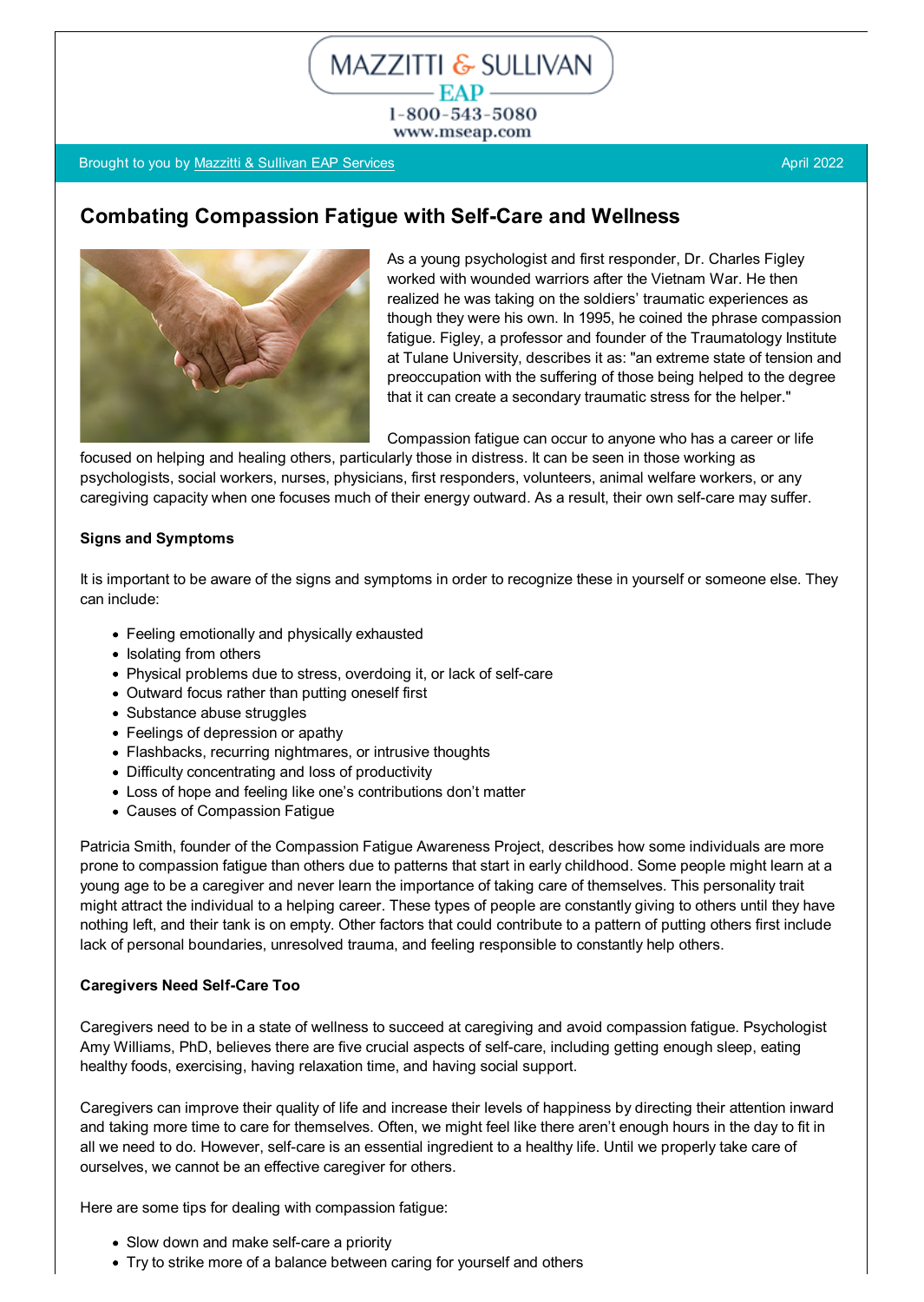MAZZITTI & SULLIVAN EAP
1-800-543-5080
www.mseap.com

Brought to you by Mazzitti & Sullivan EAP Services

April 2022

# Combating Compassion Fatigue with Self-Care and Wellness

As a young psychologist and first responder, Dr. Charles Figley worked with wounded warriors after the Vietnam War. He then realized he was taking on the soldiers' traumatic experiences as though they were his own. In 1995, he coined the phrase compassion fatigue. Figley, a professor and founder of the Traumatology Institute at Tulane University, describes it as: "an extreme state of tension and preoccupation with the suffering of those being helped to the degree that it can create a secondary traumatic stress for the helper."

Compassion fatigue can occur to anyone who has a career or life focused on helping and healing others, particularly those in distress. It can be seen in those working as psychologists, social workers, nurses, physicians, first responders, volunteers, animal welfare workers, or any caregiving capacity when one focuses much of their energy outward. As a result, their own self-care may suffer.

**Signs and Symptoms**

It is important to be aware of the signs and symptoms in order to recognize these in yourself or someone else. They can include:

- Feeling emotionally and physically exhausted
- Isolating from others
- Physical problems due to stress, overdoing it, or lack of self-care
- Outward focus rather than putting oneself first
- Substance abuse struggles
- Feelings of depression or apathy
- Flashbacks, recurring nightmares, or intrusive thoughts
- Difficulty concentrating and loss of productivity
- Loss of hope and feeling like one's contributions don't matter
- Causes of Compassion Fatigue

Patricia Smith, founder of the Compassion Fatigue Awareness Project, describes how some individuals are more prone to compassion fatigue than others due to patterns that start in early childhood. Some people might learn at a young age to be a caregiver and never learn the importance of taking care of themselves. This personality trait might attract the individual to a helping career. These types of people are constantly giving to others until they have nothing left, and their tank is on empty. Other factors that could contribute to a pattern of putting others first include lack of personal boundaries, unresolved trauma, and feeling responsible to constantly help others.

**Caregivers Need Self-Care Too**

Caregivers need to be in a state of wellness to succeed at caregiving and avoid compassion fatigue. Psychologist Amy Williams, PhD, believes there are five crucial aspects of self-care, including getting enough sleep, eating healthy foods, exercising, having relaxation time, and having social support.

Caregivers can improve their quality of life and increase their levels of happiness by directing their attention inward and taking more time to care for themselves. Often, we might feel like there aren't enough hours in the day to fit in all we need to do. However, self-care is an essential ingredient to a healthy life. Until we properly take care of ourselves, we cannot be an effective caregiver for others.

Here are some tips for dealing with compassion fatigue:

- Slow down and make self-care a priority
- Try to strike more of a balance between caring for yourself and others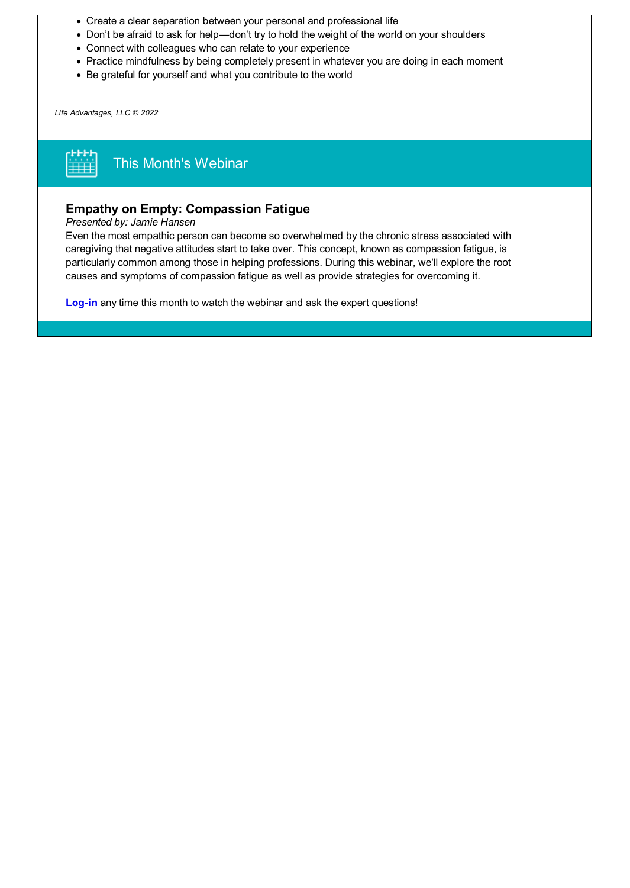- Create a clear separation between your personal and professional life
- Don't be afraid to ask for help—don't try to hold the weight of the world on your shoulders
- Connect with colleagues who can relate to your experience
- Practice mindfulness by being completely present in whatever you are doing in each moment
- Be grateful for yourself and what you contribute to the world

*Life Advantages, LLC © 2022*

## This Month's Webinar

### Empathy on Empty: Compassion Fatigue

*Presented by: Jamie Hansen*

Even the most empathic person can become so overwhelmed by the chronic stress associated with caregiving that negative attitudes start to take over. This concept, known as compassion fatigue, is particularly common among those in helping professions. During this webinar, we'll explore the root causes and symptoms of compassion fatigue as well as provide strategies for overcoming it.

**Log-in** any time this month to watch the webinar and ask the expert questions!